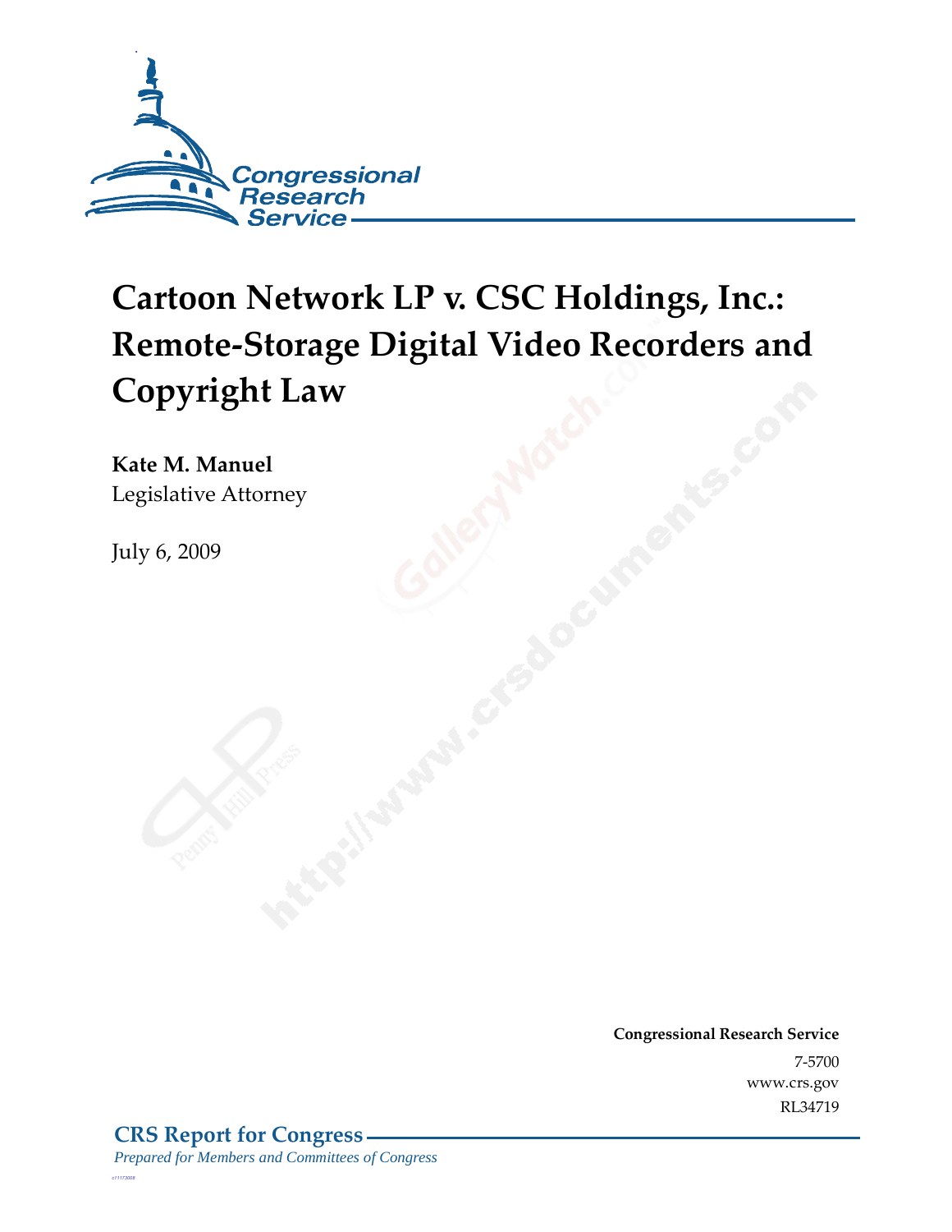Congressional Research Service

# Cartoon Network LP v. CSC Holdings, Inc.: Remote-Storage Digital Video Recorders and Copyright Law

**Kate M. Manuel**
Legislative Attorney

July 6, 2009

**Congressional Research Service**
7-5700
www.crs.gov
RL34719

**CRS Report for Congress**
*Prepared for Members and Committees of Congress*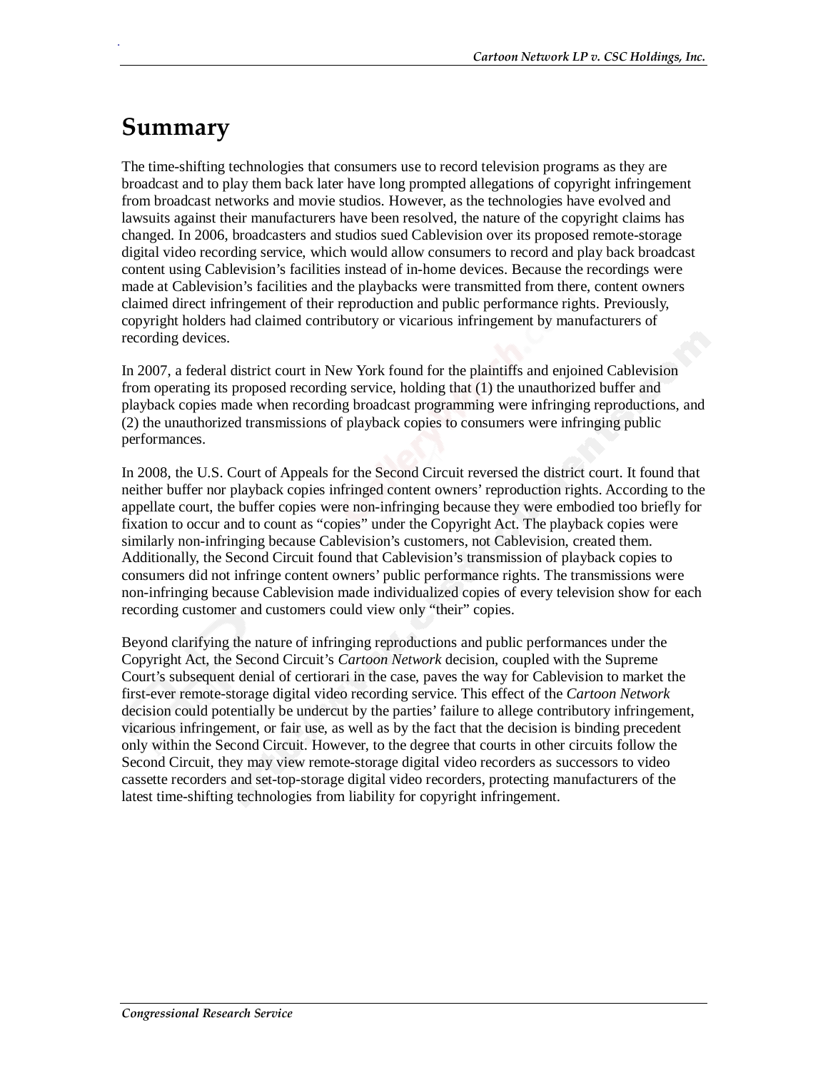# Summary

The time-shifting technologies that consumers use to record television programs as they are broadcast and to play them back later have long prompted allegations of copyright infringement from broadcast networks and movie studios. However, as the technologies have evolved and lawsuits against their manufacturers have been resolved, the nature of the copyright claims has changed. In 2006, broadcasters and studios sued Cablevision over its proposed remote-storage digital video recording service, which would allow consumers to record and play back broadcast content using Cablevision's facilities instead of in-home devices. Because the recordings were made at Cablevision's facilities and the playbacks were transmitted from there, content owners claimed direct infringement of their reproduction and public performance rights. Previously, copyright holders had claimed contributory or vicarious infringement by manufacturers of recording devices.

In 2007, a federal district court in New York found for the plaintiffs and enjoined Cablevision from operating its proposed recording service, holding that (1) the unauthorized buffer and playback copies made when recording broadcast programming were infringing reproductions, and (2) the unauthorized transmissions of playback copies to consumers were infringing public performances.

In 2008, the U.S. Court of Appeals for the Second Circuit reversed the district court. It found that neither buffer nor playback copies infringed content owners' reproduction rights. According to the appellate court, the buffer copies were non-infringing because they were embodied too briefly for fixation to occur and to count as "copies" under the Copyright Act. The playback copies were similarly non-infringing because Cablevision's customers, not Cablevision, created them. Additionally, the Second Circuit found that Cablevision's transmission of playback copies to consumers did not infringe content owners' public performance rights. The transmissions were non-infringing because Cablevision made individualized copies of every television show for each recording customer and customers could view only "their" copies.

Beyond clarifying the nature of infringing reproductions and public performances under the Copyright Act, the Second Circuit's *Cartoon Network* decision, coupled with the Supreme Court's subsequent denial of certiorari in the case, paves the way for Cablevision to market the first-ever remote-storage digital video recording service. This effect of the *Cartoon Network* decision could potentially be undercut by the parties' failure to allege contributory infringement, vicarious infringement, or fair use, as well as by the fact that the decision is binding precedent only within the Second Circuit. However, to the degree that courts in other circuits follow the Second Circuit, they may view remote-storage digital video recorders as successors to video cassette recorders and set-top-storage digital video recorders, protecting manufacturers of the latest time-shifting technologies from liability for copyright infringement.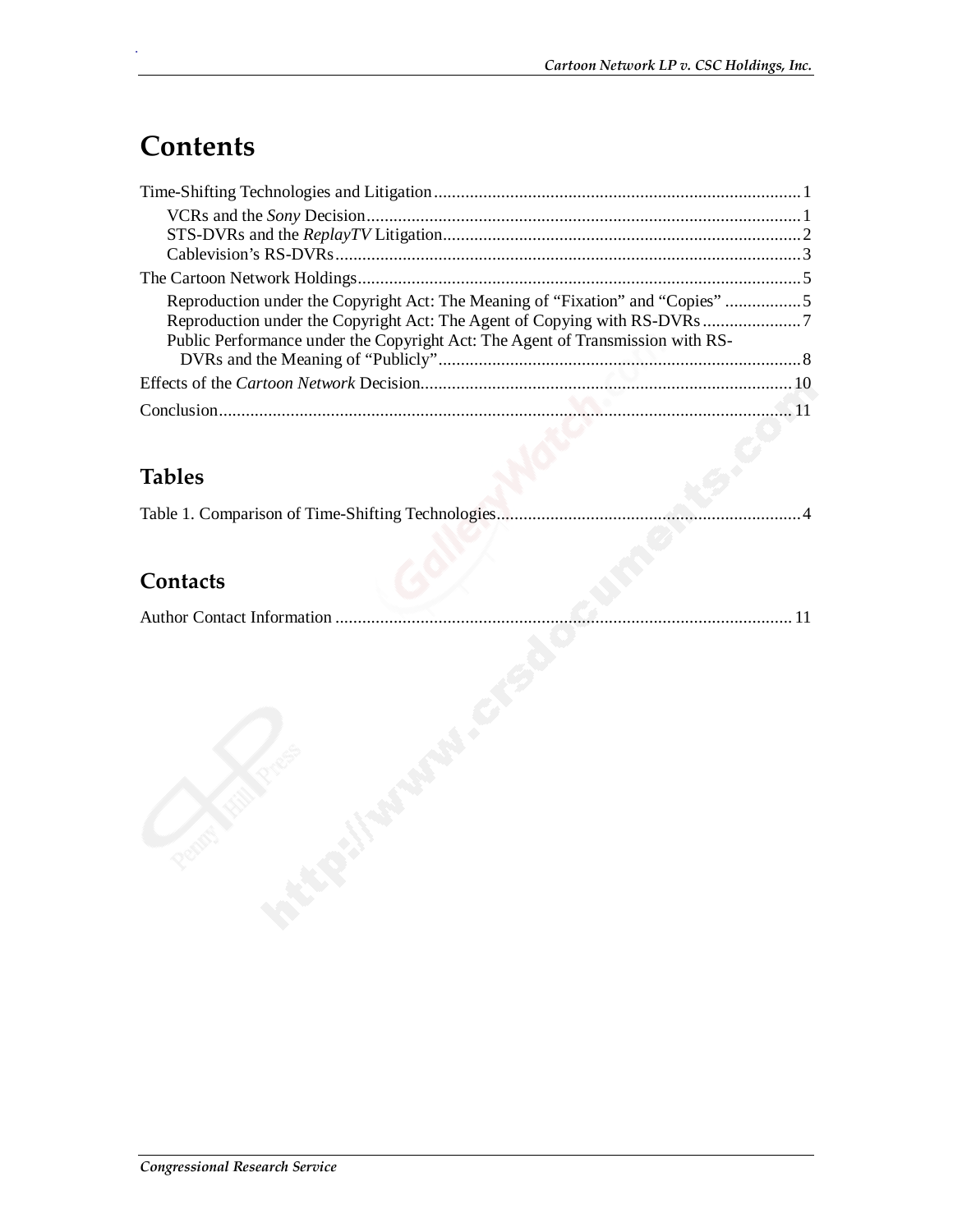# Contents

Time-Shifting Technologies and Litigation .................................................................................. 1

VCRs and the *Sony* Decision ................................................................................................. 1

STS-DVRs and the *ReplayTV* Litigation ................................................................................ 2

Cablevision's RS-DVRs ........................................................................................................ 3

The Cartoon Network Holdings ................................................................................................... 5

Reproduction under the Copyright Act: The Meaning of "Fixation" and "Copies" ................. 5

Reproduction under the Copyright Act: The Agent of Copying with RS-DVRs ...................... 7

Public Performance under the Copyright Act: The Agent of Transmission with RS-DVRs and the Meaning of "Publicly" ................................................................................. 8

Effects of the *Cartoon Network* Decision ................................................................................... 10

Conclusion ................................................................................................................................ 11

## Tables

Table 1. Comparison of Time-Shifting Technologies .................................................................... 4

## Contacts

Author Contact Information ...................................................................................................... 11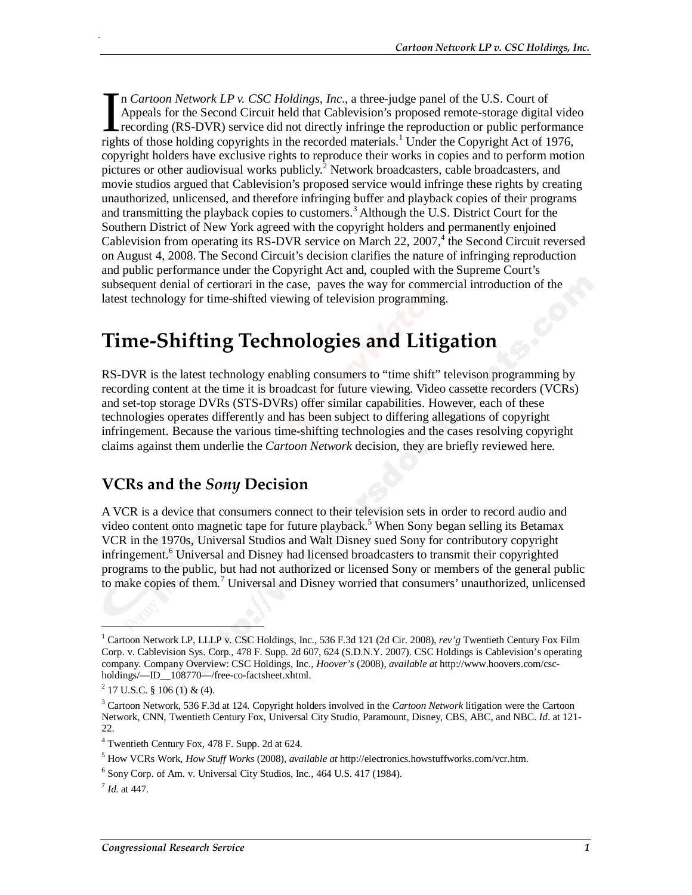In *Cartoon Network LP v. CSC Holdings, Inc*., a three-judge panel of the U.S. Court of Appeals for the Second Circuit held that Cablevision's proposed remote-storage digital video recording (RS-DVR) service did not directly infringe the reproduction or public performance rights of those holding copyrights in the recorded materials.[1] Under the Copyright Act of 1976, copyright holders have exclusive rights to reproduce their works in copies and to perform motion pictures or other audiovisual works publicly.[2] Network broadcasters, cable broadcasters, and movie studios argued that Cablevision's proposed service would infringe these rights by creating unauthorized, unlicensed, and therefore infringing buffer and playback copies of their programs and transmitting the playback copies to customers.[3] Although the U.S. District Court for the Southern District of New York agreed with the copyright holders and permanently enjoined Cablevision from operating its RS-DVR service on March 22, 2007,[4] the Second Circuit reversed on August 4, 2008. The Second Circuit's decision clarifies the nature of infringing reproduction and public performance under the Copyright Act and, coupled with the Supreme Court's subsequent denial of certiorari in the case, paves the way for commercial introduction of the latest technology for time-shifted viewing of television programming.

# Time-Shifting Technologies and Litigation

RS-DVR is the latest technology enabling consumers to "time shift" televison programming by recording content at the time it is broadcast for future viewing. Video cassette recorders (VCRs) and set-top storage DVRs (STS-DVRs) offer similar capabilities. However, each of these technologies operates differently and has been subject to differing allegations of copyright infringement. Because the various time-shifting technologies and the cases resolving copyright claims against them underlie the *Cartoon Network* decision, they are briefly reviewed here.

## VCRs and the *Sony* Decision

A VCR is a device that consumers connect to their television sets in order to record audio and video content onto magnetic tape for future playback.[5] When Sony began selling its Betamax VCR in the 1970s, Universal Studios and Walt Disney sued Sony for contributory copyright infringement.[6] Universal and Disney had licensed broadcasters to transmit their copyrighted programs to the public, but had not authorized or licensed Sony or members of the general public to make copies of them.[7] Universal and Disney worried that consumers' unauthorized, unlicensed

---

[1] Cartoon Network LP, LLLP v. CSC Holdings, Inc., 536 F.3d 121 (2d Cir. 2008), *rev'g* Twentieth Century Fox Film Corp. v. Cablevision Sys. Corp., 478 F. Supp. 2d 607, 624 (S.D.N.Y. 2007). CSC Holdings is Cablevision's operating company. Company Overview: CSC Holdings, Inc., *Hoover's* (2008), *available at* http://www.hoovers.com/csc-holdings/—ID__108770—/free-co-factsheet.xhtml.

[2] 17 U.S.C. § 106 (1) & (4).

[3] Cartoon Network, 536 F.3d at 124. Copyright holders involved in the *Cartoon Network* litigation were the Cartoon Network, CNN, Twentieth Century Fox, Universal City Studio, Paramount, Disney, CBS, ABC, and NBC. *Id*. at 121-22.

[4] Twentieth Century Fox, 478 F. Supp. 2d at 624.

[5] How VCRs Work, *How Stuff Works* (2008), *available at* http://electronics.howstuffworks.com/vcr.htm.

[6] Sony Corp. of Am. v. Universal City Studios, Inc., 464 U.S. 417 (1984).

[7] *Id.* at 447.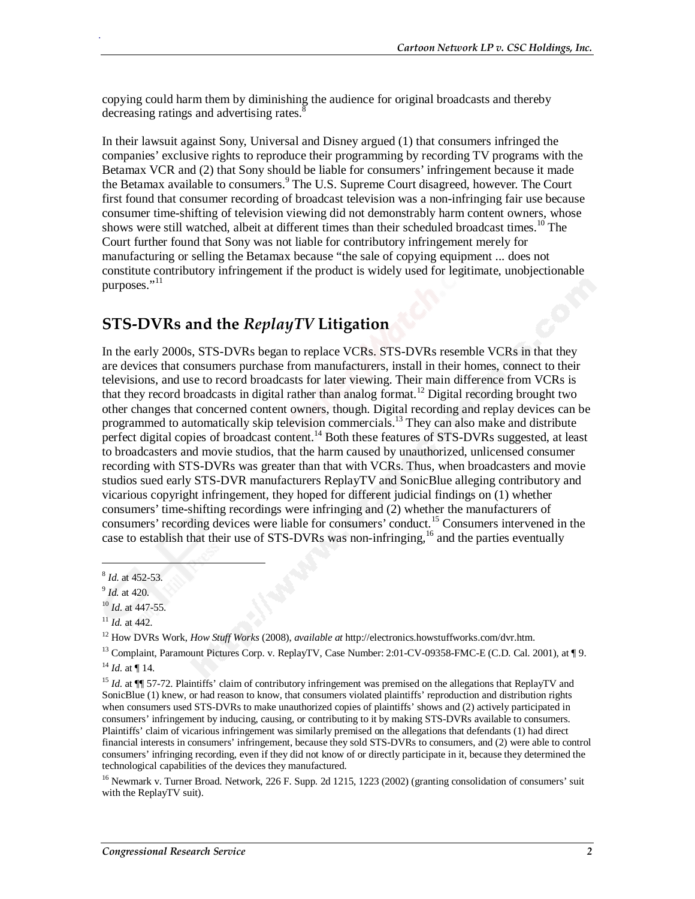copying could harm them by diminishing the audience for original broadcasts and thereby decreasing ratings and advertising rates.[8]

In their lawsuit against Sony, Universal and Disney argued (1) that consumers infringed the companies' exclusive rights to reproduce their programming by recording TV programs with the Betamax VCR and (2) that Sony should be liable for consumers' infringement because it made the Betamax available to consumers.[9] The U.S. Supreme Court disagreed, however. The Court first found that consumer recording of broadcast television was a non-infringing fair use because consumer time-shifting of television viewing did not demonstrably harm content owners, whose shows were still watched, albeit at different times than their scheduled broadcast times.[10] The Court further found that Sony was not liable for contributory infringement merely for manufacturing or selling the Betamax because "the sale of copying equipment ... does not constitute contributory infringement if the product is widely used for legitimate, unobjectionable purposes."[11]

## STS-DVRs and the *ReplayTV* Litigation

In the early 2000s, STS-DVRs began to replace VCRs. STS-DVRs resemble VCRs in that they are devices that consumers purchase from manufacturers, install in their homes, connect to their televisions, and use to record broadcasts for later viewing. Their main difference from VCRs is that they record broadcasts in digital rather than analog format.[12] Digital recording brought two other changes that concerned content owners, though. Digital recording and replay devices can be programmed to automatically skip television commercials.[13] They can also make and distribute perfect digital copies of broadcast content.[14] Both these features of STS-DVRs suggested, at least to broadcasters and movie studios, that the harm caused by unauthorized, unlicensed consumer recording with STS-DVRs was greater than that with VCRs. Thus, when broadcasters and movie studios sued early STS-DVR manufacturers ReplayTV and SonicBlue alleging contributory and vicarious copyright infringement, they hoped for different judicial findings on (1) whether consumers' time-shifting recordings were infringing and (2) whether the manufacturers of consumers' recording devices were liable for consumers' conduct.[15] Consumers intervened in the case to establish that their use of STS-DVRs was non-infringing,[16] and the parties eventually

---

[8] *Id.* at 452-53.

[9] *Id.* at 420.

[10] *Id.* at 447-55.

[11] *Id.* at 442.

[12] How DVRs Work, *How Stuff Works* (2008), *available at* http://electronics.howstuffworks.com/dvr.htm.

[13] Complaint, Paramount Pictures Corp. v. ReplayTV, Case Number: 2:01-CV-09358-FMC-E (C.D. Cal. 2001), at ¶ 9.

[14] *Id.* at ¶ 14.

[15] *Id.* at ¶¶ 57-72. Plaintiffs' claim of contributory infringement was premised on the allegations that ReplayTV and SonicBlue (1) knew, or had reason to know, that consumers violated plaintiffs' reproduction and distribution rights when consumers used STS-DVRs to make unauthorized copies of plaintiffs' shows and (2) actively participated in consumers' infringement by inducing, causing, or contributing to it by making STS-DVRs available to consumers. Plaintiffs' claim of vicarious infringement was similarly premised on the allegations that defendants (1) had direct financial interests in consumers' infringement, because they sold STS-DVRs to consumers, and (2) were able to control consumers' infringing recording, even if they did not know of or directly participate in it, because they determined the technological capabilities of the devices they manufactured.

[16] Newmark v. Turner Broad. Network, 226 F. Supp. 2d 1215, 1223 (2002) (granting consolidation of consumers' suit with the ReplayTV suit).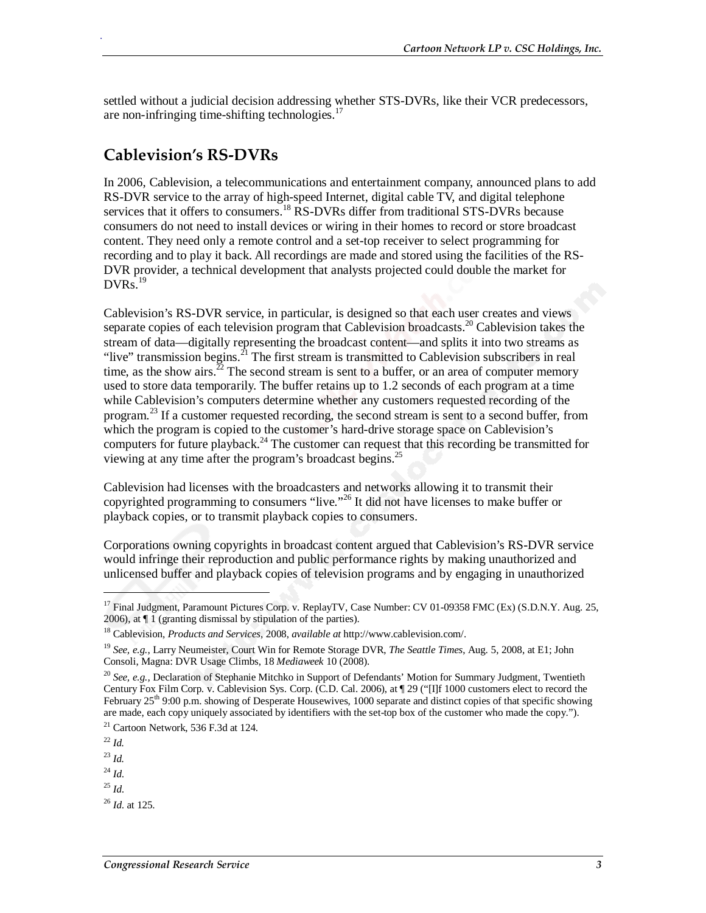settled without a judicial decision addressing whether STS-DVRs, like their VCR predecessors, are non-infringing time-shifting technologies.[17]

## Cablevision's RS-DVRs

In 2006, Cablevision, a telecommunications and entertainment company, announced plans to add RS-DVR service to the array of high-speed Internet, digital cable TV, and digital telephone services that it offers to consumers.[18] RS-DVRs differ from traditional STS-DVRs because consumers do not need to install devices or wiring in their homes to record or store broadcast content. They need only a remote control and a set-top receiver to select programming for recording and to play it back. All recordings are made and stored using the facilities of the RS-DVR provider, a technical development that analysts projected could double the market for DVRs.[19]

Cablevision's RS-DVR service, in particular, is designed so that each user creates and views separate copies of each television program that Cablevision broadcasts.[20] Cablevision takes the stream of data—digitally representing the broadcast content—and splits it into two streams as "live" transmission begins.[21] The first stream is transmitted to Cablevision subscribers in real time, as the show airs.[22] The second stream is sent to a buffer, or an area of computer memory used to store data temporarily. The buffer retains up to 1.2 seconds of each program at a time while Cablevision's computers determine whether any customers requested recording of the program.[23] If a customer requested recording, the second stream is sent to a second buffer, from which the program is copied to the customer's hard-drive storage space on Cablevision's computers for future playback.[24] The customer can request that this recording be transmitted for viewing at any time after the program's broadcast begins.[25]

Cablevision had licenses with the broadcasters and networks allowing it to transmit their copyrighted programming to consumers "live."[26] It did not have licenses to make buffer or playback copies, or to transmit playback copies to consumers.

Corporations owning copyrights in broadcast content argued that Cablevision's RS-DVR service would infringe their reproduction and public performance rights by making unauthorized and unlicensed buffer and playback copies of television programs and by engaging in unauthorized

---

[17] Final Judgment, Paramount Pictures Corp. v. ReplayTV, Case Number: CV 01-09358 FMC (Ex) (S.D.N.Y. Aug. 25, 2006), at ¶ 1 (granting dismissal by stipulation of the parties).

[18] Cablevision, *Products and Services*, 2008, *available at* http://www.cablevision.com/.

[19] *See, e.g.*, Larry Neumeister, Court Win for Remote Storage DVR, *The Seattle Times*, Aug. 5, 2008, at E1; John Consoli, Magna: DVR Usage Climbs, 18 *Mediaweek* 10 (2008).

[20] *See, e.g.*, Declaration of Stephanie Mitchko in Support of Defendants' Motion for Summary Judgment, Twentieth Century Fox Film Corp. v. Cablevision Sys. Corp. (C.D. Cal. 2006), at ¶ 29 ("[I]f 1000 customers elect to record the February 25th 9:00 p.m. showing of Desperate Housewives, 1000 separate and distinct copies of that specific showing are made, each copy uniquely associated by identifiers with the set-top box of the customer who made the copy.").

[21] Cartoon Network, 536 F.3d at 124.

[22] *Id.*

[23] *Id.*

[24] *Id.*

[25] *Id.*

[26] *Id.* at 125.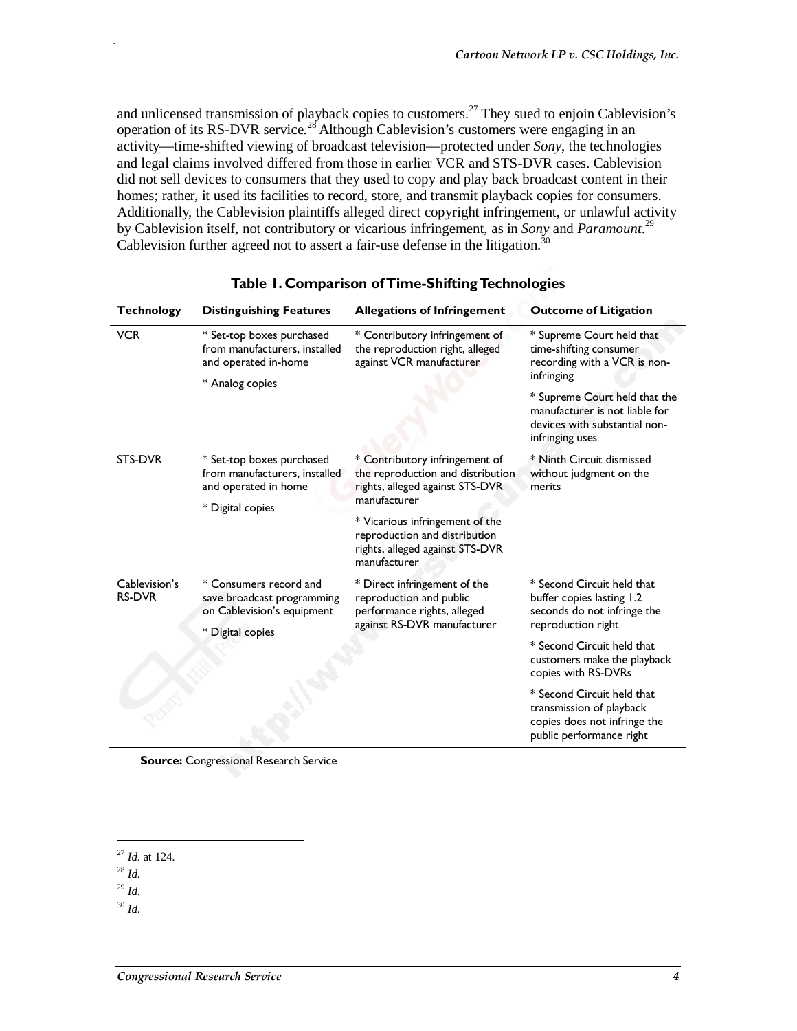and unlicensed transmission of playback copies to customers.[27] They sued to enjoin Cablevision's operation of its RS-DVR service.[28] Although Cablevision's customers were engaging in an activity—time-shifted viewing of broadcast television—protected under *Sony*, the technologies and legal claims involved differed from those in earlier VCR and STS-DVR cases. Cablevision did not sell devices to consumers that they used to copy and play back broadcast content in their homes; rather, it used its facilities to record, store, and transmit playback copies for consumers. Additionally, the Cablevision plaintiffs alleged direct copyright infringement, or unlawful activity by Cablevision itself, not contributory or vicarious infringement, as in *Sony* and *Paramount*.[29] Cablevision further agreed not to assert a fair-use defense in the litigation.[30]

**Table 1. Comparison of Time-Shifting Technologies**

| Technology | Distinguishing Features | Allegations of Infringement | Outcome of Litigation |
|---|---|---|---|
| VCR | * Set-top boxes purchased from manufacturers, installed and operated in-home<br>* Analog copies | * Contributory infringement of the reproduction right, alleged against VCR manufacturer | * Supreme Court held that time-shifting consumer recording with a VCR is non-infringing<br>* Supreme Court held that the manufacturer is not liable for devices with substantial non-infringing uses |
| STS-DVR | * Set-top boxes purchased from manufacturers, installed and operated in home<br>* Digital copies | * Contributory infringement of the reproduction and distribution rights, alleged against STS-DVR manufacturer<br>* Vicarious infringement of the reproduction and distribution rights, alleged against STS-DVR manufacturer | * Ninth Circuit dismissed without judgment on the merits |
| Cablevision's RS-DVR | * Consumers record and save broadcast programming on Cablevision's equipment<br>* Digital copies | * Direct infringement of the reproduction and public performance rights, alleged against RS-DVR manufacturer | * Second Circuit held that buffer copies lasting 1.2 seconds do not infringe the reproduction right<br>* Second Circuit held that customers make the playback copies with RS-DVRs<br>* Second Circuit held that transmission of playback copies does not infringe the public performance right |

**Source:** Congressional Research Service

---

[27] *Id.* at 124.

[28] *Id.*

[29] *Id.*

[30] *Id.*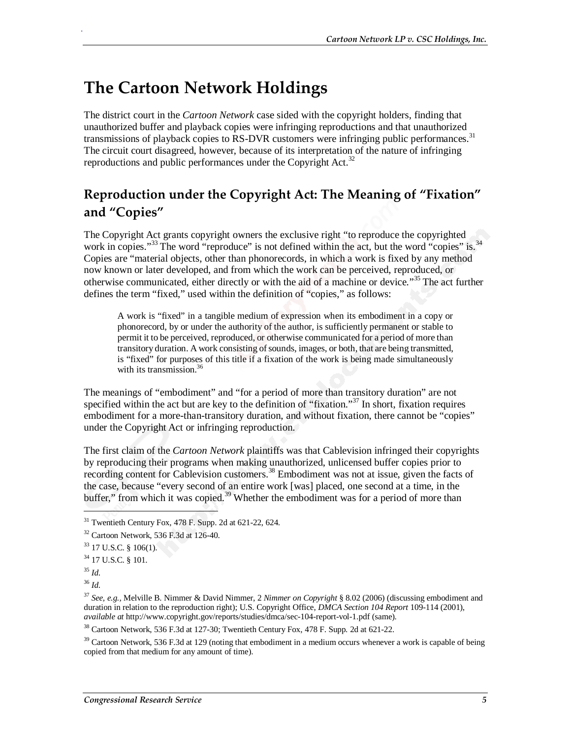# The Cartoon Network Holdings

The district court in the *Cartoon Network* case sided with the copyright holders, finding that unauthorized buffer and playback copies were infringing reproductions and that unauthorized transmissions of playback copies to RS-DVR customers were infringing public performances.[31] The circuit court disagreed, however, because of its interpretation of the nature of infringing reproductions and public performances under the Copyright Act.[32]

## Reproduction under the Copyright Act: The Meaning of "Fixation" and "Copies"

The Copyright Act grants copyright owners the exclusive right "to reproduce the copyrighted work in copies."[33] The word "reproduce" is not defined within the act, but the word "copies" is.[34] Copies are "material objects, other than phonorecords, in which a work is fixed by any method now known or later developed, and from which the work can be perceived, reproduced, or otherwise communicated, either directly or with the aid of a machine or device."[35] The act further defines the term "fixed," used within the definition of "copies," as follows:

> A work is "fixed" in a tangible medium of expression when its embodiment in a copy or phonorecord, by or under the authority of the author, is sufficiently permanent or stable to permit it to be perceived, reproduced, or otherwise communicated for a period of more than transitory duration. A work consisting of sounds, images, or both, that are being transmitted, is "fixed" for purposes of this title if a fixation of the work is being made simultaneously with its transmission.[36]

The meanings of "embodiment" and "for a period of more than transitory duration" are not specified within the act but are key to the definition of "fixation."[37] In short, fixation requires embodiment for a more-than-transitory duration, and without fixation, there cannot be "copies" under the Copyright Act or infringing reproduction.

The first claim of the *Cartoon Network* plaintiffs was that Cablevision infringed their copyrights by reproducing their programs when making unauthorized, unlicensed buffer copies prior to recording content for Cablevision customers.[38] Embodiment was not at issue, given the facts of the case, because "every second of an entire work [was] placed, one second at a time, in the buffer," from which it was copied.[39] Whether the embodiment was for a period of more than

---

[31] Twentieth Century Fox, 478 F. Supp. 2d at 621-22, 624.

[32] Cartoon Network, 536 F.3d at 126-40.

[33] 17 U.S.C. § 106(1).

[34] 17 U.S.C. § 101.

[35] *Id.*

[36] *Id.*

[37] *See, e.g.*, Melville B. Nimmer & David Nimmer, 2 *Nimmer on Copyright* § 8.02 (2006) (discussing embodiment and duration in relation to the reproduction right); U.S. Copyright Office, *DMCA Section 104 Report* 109-114 (2001), *available at* http://www.copyright.gov/reports/studies/dmca/sec-104-report-vol-1.pdf (same).

[38] Cartoon Network, 536 F.3d at 127-30; Twentieth Century Fox, 478 F. Supp. 2d at 621-22.

[39] Cartoon Network, 536 F.3d at 129 (noting that embodiment in a medium occurs whenever a work is capable of being copied from that medium for any amount of time).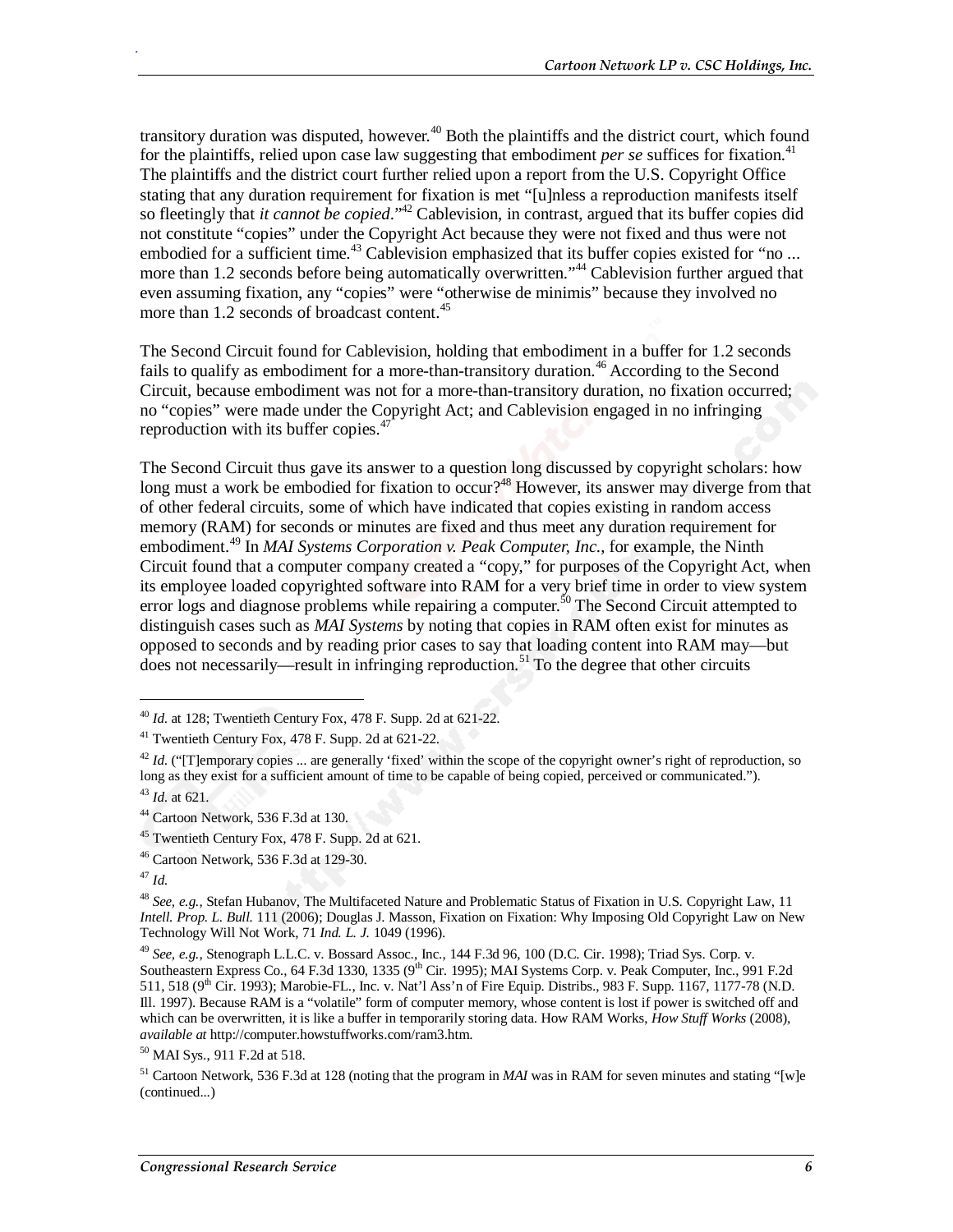transitory duration was disputed, however.[40] Both the plaintiffs and the district court, which found for the plaintiffs, relied upon case law suggesting that embodiment *per se* suffices for fixation.[41] The plaintiffs and the district court further relied upon a report from the U.S. Copyright Office stating that any duration requirement for fixation is met "[u]nless a reproduction manifests itself so fleetingly that *it cannot be copied*."[42] Cablevision, in contrast, argued that its buffer copies did not constitute "copies" under the Copyright Act because they were not fixed and thus were not embodied for a sufficient time.[43] Cablevision emphasized that its buffer copies existed for "no ... more than 1.2 seconds before being automatically overwritten."[44] Cablevision further argued that even assuming fixation, any "copies" were "otherwise de minimis" because they involved no more than 1.2 seconds of broadcast content.[45]

The Second Circuit found for Cablevision, holding that embodiment in a buffer for 1.2 seconds fails to qualify as embodiment for a more-than-transitory duration.[46] According to the Second Circuit, because embodiment was not for a more-than-transitory duration, no fixation occurred; no "copies" were made under the Copyright Act; and Cablevision engaged in no infringing reproduction with its buffer copies.[47]

The Second Circuit thus gave its answer to a question long discussed by copyright scholars: how long must a work be embodied for fixation to occur?[48] However, its answer may diverge from that of other federal circuits, some of which have indicated that copies existing in random access memory (RAM) for seconds or minutes are fixed and thus meet any duration requirement for embodiment.[49] In *MAI Systems Corporation v. Peak Computer, Inc.*, for example, the Ninth Circuit found that a computer company created a "copy," for purposes of the Copyright Act, when its employee loaded copyrighted software into RAM for a very brief time in order to view system error logs and diagnose problems while repairing a computer.[50] The Second Circuit attempted to distinguish cases such as *MAI Systems* by noting that copies in RAM often exist for minutes as opposed to seconds and by reading prior cases to say that loading content into RAM may—but does not necessarily—result in infringing reproduction.[51] To the degree that other circuits

---

[40] *Id.* at 128; Twentieth Century Fox, 478 F. Supp. 2d at 621-22.

[41] Twentieth Century Fox, 478 F. Supp. 2d at 621-22.

[42] *Id.* ("[T]emporary copies ... are generally 'fixed' within the scope of the copyright owner's right of reproduction, so long as they exist for a sufficient amount of time to be capable of being copied, perceived or communicated.").

[43] *Id.* at 621.

[44] Cartoon Network, 536 F.3d at 130.

[45] Twentieth Century Fox, 478 F. Supp. 2d at 621.

[46] Cartoon Network, 536 F.3d at 129-30.

[47] *Id.*

[48] *See, e.g.,* Stefan Hubanov, The Multifaceted Nature and Problematic Status of Fixation in U.S. Copyright Law, 11 *Intell. Prop. L. Bull.* 111 (2006); Douglas J. Masson, Fixation on Fixation: Why Imposing Old Copyright Law on New Technology Will Not Work, 71 *Ind. L. J.* 1049 (1996).

[49] *See, e.g.,* Stenograph L.L.C. v. Bossard Assoc., Inc., 144 F.3d 96, 100 (D.C. Cir. 1998); Triad Sys. Corp. v. Southeastern Express Co., 64 F.3d 1330, 1335 (9th Cir. 1995); MAI Systems Corp. v. Peak Computer, Inc., 991 F.2d 511, 518 (9th Cir. 1993); Marobie-FL., Inc. v. Nat'l Ass'n of Fire Equip. Distribs., 983 F. Supp. 1167, 1177-78 (N.D. Ill. 1997). Because RAM is a "volatile" form of computer memory, whose content is lost if power is switched off and which can be overwritten, it is like a buffer in temporarily storing data. How RAM Works, *How Stuff Works* (2008), *available at* http://computer.howstuffworks.com/ram3.htm.

[50] MAI Sys., 911 F.2d at 518.

[51] Cartoon Network, 536 F.3d at 128 (noting that the program in *MAI* was in RAM for seven minutes and stating "[w]e (continued...)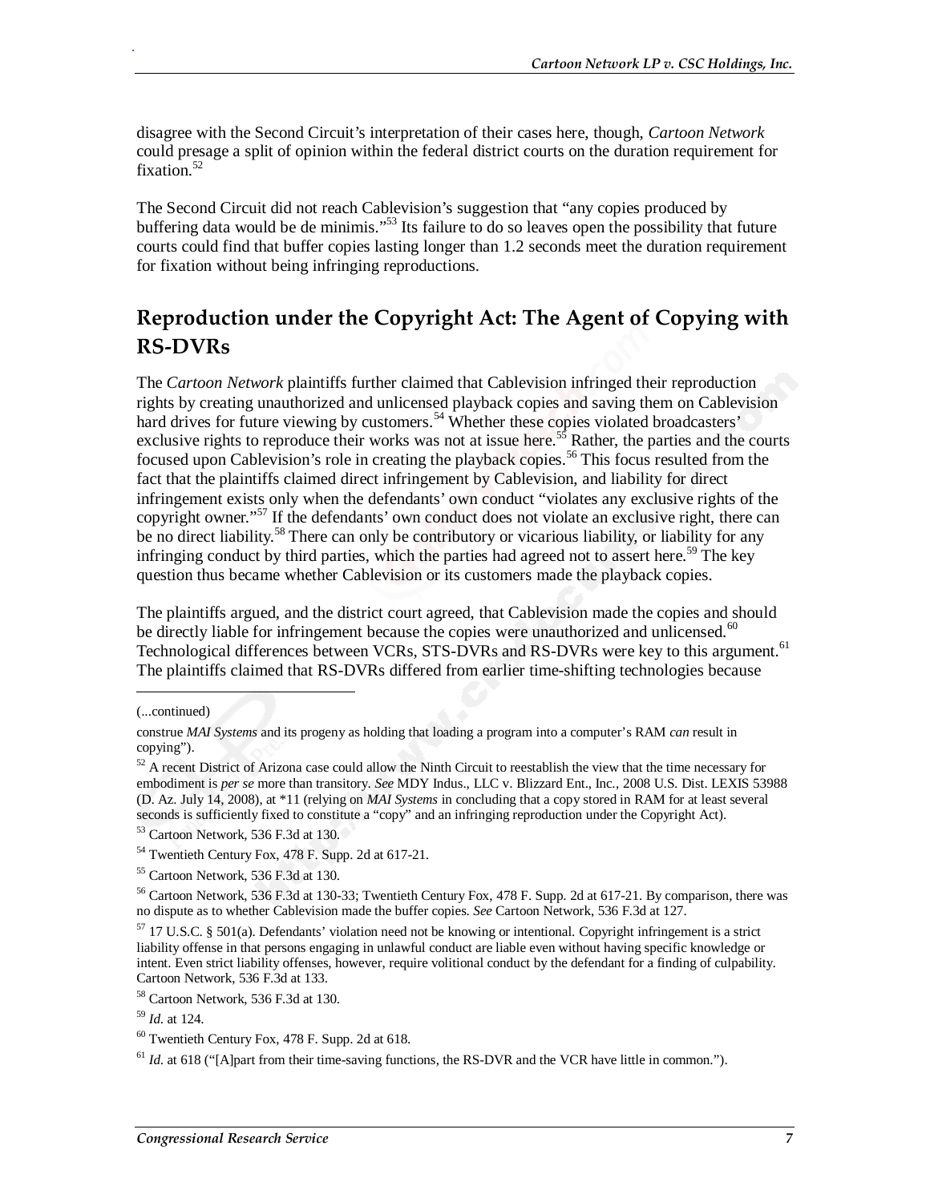disagree with the Second Circuit's interpretation of their cases here, though, *Cartoon Network* could presage a split of opinion within the federal district courts on the duration requirement for fixation.[52]

The Second Circuit did not reach Cablevision's suggestion that "any copies produced by buffering data would be de minimis."[53] Its failure to do so leaves open the possibility that future courts could find that buffer copies lasting longer than 1.2 seconds meet the duration requirement for fixation without being infringing reproductions.

## Reproduction under the Copyright Act: The Agent of Copying with RS-DVRs

The *Cartoon Network* plaintiffs further claimed that Cablevision infringed their reproduction rights by creating unauthorized and unlicensed playback copies and saving them on Cablevision hard drives for future viewing by customers.[54] Whether these copies violated broadcasters' exclusive rights to reproduce their works was not at issue here.[55] Rather, the parties and the courts focused upon Cablevision's role in creating the playback copies.[56] This focus resulted from the fact that the plaintiffs claimed direct infringement by Cablevision, and liability for direct infringement exists only when the defendants' own conduct "violates any exclusive rights of the copyright owner."[57] If the defendants' own conduct does not violate an exclusive right, there can be no direct liability.[58] There can only be contributory or vicarious liability, or liability for any infringing conduct by third parties, which the parties had agreed not to assert here.[59] The key question thus became whether Cablevision or its customers made the playback copies.

The plaintiffs argued, and the district court agreed, that Cablevision made the copies and should be directly liable for infringement because the copies were unauthorized and unlicensed.[60] Technological differences between VCRs, STS-DVRs and RS-DVRs were key to this argument.[61] The plaintiffs claimed that RS-DVRs differed from earlier time-shifting technologies because

---

(...continued)

construe *MAI Systems* and its progeny as holding that loading a program into a computer's RAM *can* result in copying").

[52] A recent District of Arizona case could allow the Ninth Circuit to reestablish the view that the time necessary for embodiment is *per se* more than transitory. *See* MDY Indus., LLC v. Blizzard Ent., Inc., 2008 U.S. Dist. LEXIS 53988 (D. Az. July 14, 2008), at *11 (relying on *MAI Systems* in concluding that a copy stored in RAM for at least several seconds is sufficiently fixed to constitute a "copy" and an infringing reproduction under the Copyright Act).

[53] Cartoon Network, 536 F.3d at 130.

[54] Twentieth Century Fox, 478 F. Supp. 2d at 617-21.

[55] Cartoon Network, 536 F.3d at 130.

[56] Cartoon Network, 536 F.3d at 130-33; Twentieth Century Fox, 478 F. Supp. 2d at 617-21. By comparison, there was no dispute as to whether Cablevision made the buffer copies. *See* Cartoon Network, 536 F.3d at 127.

[57] 17 U.S.C. § 501(a). Defendants' violation need not be knowing or intentional. Copyright infringement is a strict liability offense in that persons engaging in unlawful conduct are liable even without having specific knowledge or intent. Even strict liability offenses, however, require volitional conduct by the defendant for a finding of culpability. Cartoon Network, 536 F.3d at 133.

[58] Cartoon Network, 536 F.3d at 130.

[59] *Id.* at 124.

[60] Twentieth Century Fox, 478 F. Supp. 2d at 618.

[61] *Id.* at 618 ("[A]part from their time-saving functions, the RS-DVR and the VCR have little in common.").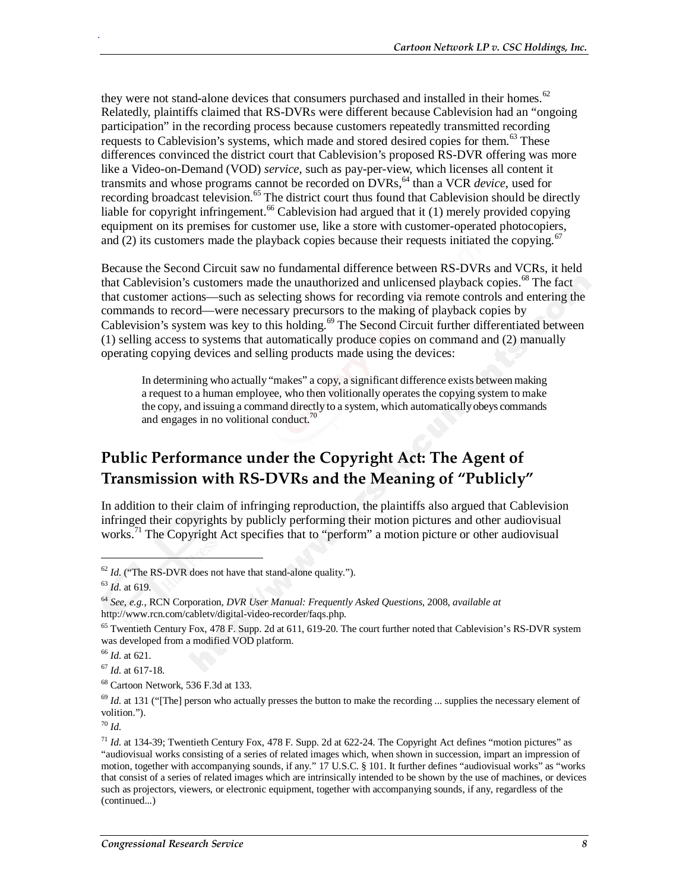they were not stand-alone devices that consumers purchased and installed in their homes.[62] Relatedly, plaintiffs claimed that RS-DVRs were different because Cablevision had an "ongoing participation" in the recording process because customers repeatedly transmitted recording requests to Cablevision's systems, which made and stored desired copies for them.[63] These differences convinced the district court that Cablevision's proposed RS-DVR offering was more like a Video-on-Demand (VOD) *service*, such as pay-per-view, which licenses all content it transmits and whose programs cannot be recorded on DVRs,[64] than a VCR *device*, used for recording broadcast television.[65] The district court thus found that Cablevision should be directly liable for copyright infringement.[66] Cablevision had argued that it (1) merely provided copying equipment on its premises for customer use, like a store with customer-operated photocopiers, and (2) its customers made the playback copies because their requests initiated the copying.[67]

Because the Second Circuit saw no fundamental difference between RS-DVRs and VCRs, it held that Cablevision's customers made the unauthorized and unlicensed playback copies.[68] The fact that customer actions—such as selecting shows for recording via remote controls and entering the commands to record—were necessary precursors to the making of playback copies by Cablevision's system was key to this holding.[69] The Second Circuit further differentiated between (1) selling access to systems that automatically produce copies on command and (2) manually operating copying devices and selling products made using the devices:

> In determining who actually "makes" a copy, a significant difference exists between making a request to a human employee, who then volitionally operates the copying system to make the copy, and issuing a command directly to a system, which automatically obeys commands and engages in no volitional conduct.[70]

## Public Performance under the Copyright Act: The Agent of Transmission with RS-DVRs and the Meaning of "Publicly"

In addition to their claim of infringing reproduction, the plaintiffs also argued that Cablevision infringed their copyrights by publicly performing their motion pictures and other audiovisual works.[71] The Copyright Act specifies that to "perform" a motion picture or other audiovisual

---

[62] *Id.* ("The RS-DVR does not have that stand-alone quality.").

[63] *Id.* at 619.

[64] *See, e.g.,* RCN Corporation, *DVR User Manual: Frequently Asked Questions*, 2008, *available at* http://www.rcn.com/cabletv/digital-video-recorder/faqs.php.

[65] Twentieth Century Fox, 478 F. Supp. 2d at 611, 619-20. The court further noted that Cablevision's RS-DVR system was developed from a modified VOD platform.

[66] *Id.* at 621.

[67] *Id.* at 617-18.

[68] Cartoon Network, 536 F.3d at 133.

[69] *Id.* at 131 ("[The] person who actually presses the button to make the recording ... supplies the necessary element of volition.").

[70] *Id.*

[71] *Id.* at 134-39; Twentieth Century Fox, 478 F. Supp. 2d at 622-24. The Copyright Act defines "motion pictures" as "audiovisual works consisting of a series of related images which, when shown in succession, impart an impression of motion, together with accompanying sounds, if any." 17 U.S.C. § 101. It further defines "audiovisual works" as "works that consist of a series of related images which are intrinsically intended to be shown by the use of machines, or devices such as projectors, viewers, or electronic equipment, together with accompanying sounds, if any, regardless of the (continued...)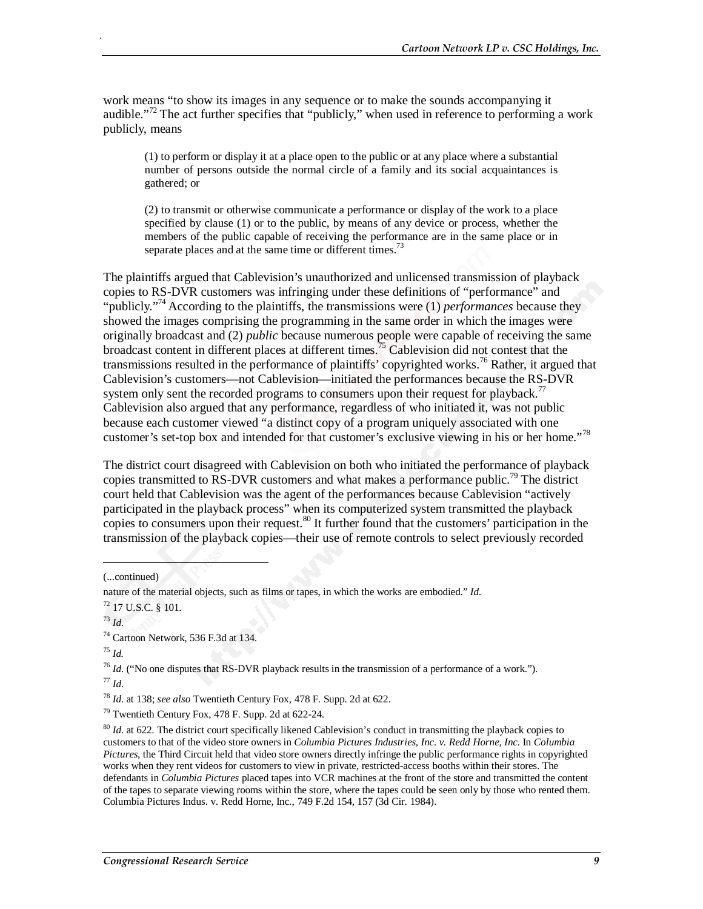work means "to show its images in any sequence or to make the sounds accompanying it audible."[72] The act further specifies that "publicly," when used in reference to performing a work publicly, means

> (1) to perform or display it at a place open to the public or at any place where a substantial number of persons outside the normal circle of a family and its social acquaintances is gathered; or
>
> (2) to transmit or otherwise communicate a performance or display of the work to a place specified by clause (1) or to the public, by means of any device or process, whether the members of the public capable of receiving the performance are in the same place or in separate places and at the same time or different times.[73]

The plaintiffs argued that Cablevision's unauthorized and unlicensed transmission of playback copies to RS-DVR customers was infringing under these definitions of "performance" and "publicly."[74] According to the plaintiffs, the transmissions were (1) *performances* because they showed the images comprising the programming in the same order in which the images were originally broadcast and (2) *public* because numerous people were capable of receiving the same broadcast content in different places at different times.[75] Cablevision did not contest that the transmissions resulted in the performance of plaintiffs' copyrighted works.[76] Rather, it argued that Cablevision's customers—not Cablevision—initiated the performances because the RS-DVR system only sent the recorded programs to consumers upon their request for playback.[77] Cablevision also argued that any performance, regardless of who initiated it, was not public because each customer viewed "a distinct copy of a program uniquely associated with one customer's set-top box and intended for that customer's exclusive viewing in his or her home."[78]

The district court disagreed with Cablevision on both who initiated the performance of playback copies transmitted to RS-DVR customers and what makes a performance public.[79] The district court held that Cablevision was the agent of the performances because Cablevision "actively participated in the playback process" when its computerized system transmitted the playback copies to consumers upon their request.[80] It further found that the customers' participation in the transmission of the playback copies—their use of remote controls to select previously recorded

---

(...continued)

nature of the material objects, such as films or tapes, in which the works are embodied." *Id.*

[72] 17 U.S.C. § 101.

[73] *Id.*

[74] Cartoon Network, 536 F.3d at 134.

[75] *Id.*

[76] *Id.* ("No one disputes that RS-DVR playback results in the transmission of a performance of a work.").

[77] *Id.*

[78] *Id.* at 138; *see also* Twentieth Century Fox, 478 F. Supp. 2d at 622.

[79] Twentieth Century Fox, 478 F. Supp. 2d at 622-24.

[80] *Id.* at 622. The district court specifically likened Cablevision's conduct in transmitting the playback copies to customers to that of the video store owners in *Columbia Pictures Industries, Inc. v. Redd Horne, Inc.* In *Columbia Pictures*, the Third Circuit held that video store owners directly infringe the public performance rights in copyrighted works when they rent videos for customers to view in private, restricted-access booths within their stores. The defendants in *Columbia Pictures* placed tapes into VCR machines at the front of the store and transmitted the content of the tapes to separate viewing rooms within the store, where the tapes could be seen only by those who rented them. Columbia Pictures Indus. v. Redd Horne, Inc., 749 F.2d 154, 157 (3d Cir. 1984).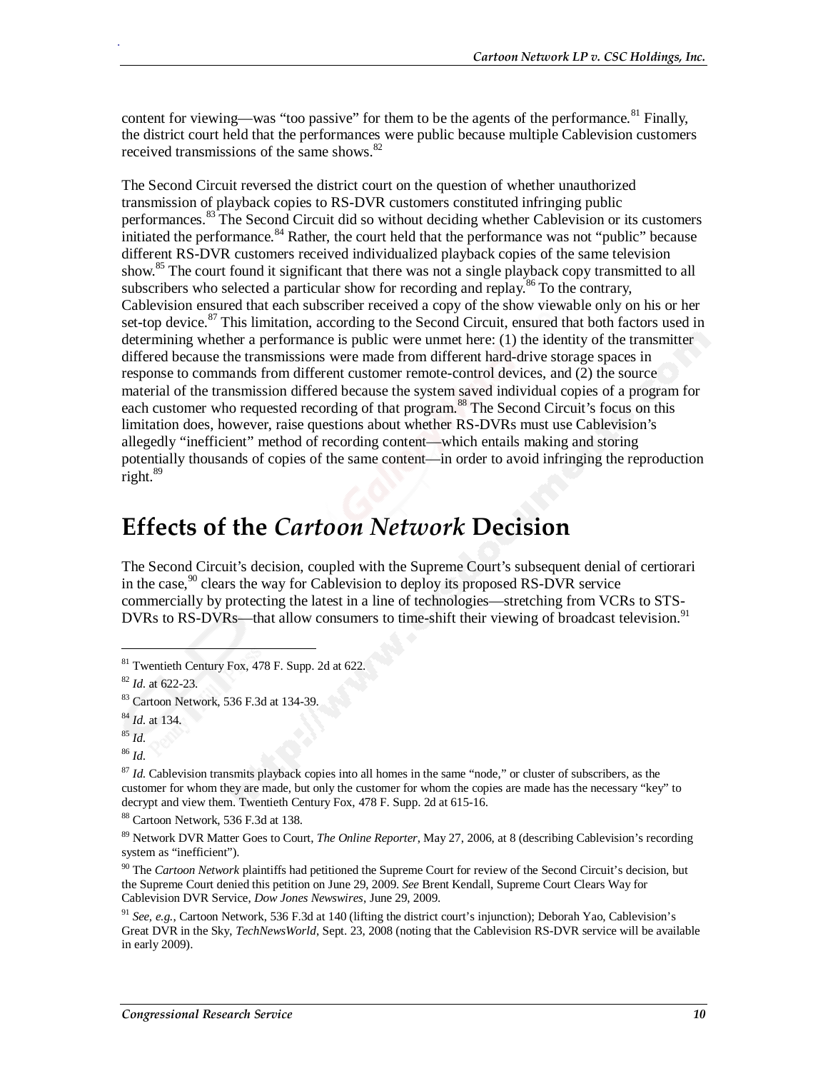content for viewing—was "too passive" for them to be the agents of the performance.[81] Finally, the district court held that the performances were public because multiple Cablevision customers received transmissions of the same shows.[82]

The Second Circuit reversed the district court on the question of whether unauthorized transmission of playback copies to RS-DVR customers constituted infringing public performances.[83] The Second Circuit did so without deciding whether Cablevision or its customers initiated the performance.[84] Rather, the court held that the performance was not "public" because different RS-DVR customers received individualized playback copies of the same television show.[85] The court found it significant that there was not a single playback copy transmitted to all subscribers who selected a particular show for recording and replay.[86] To the contrary, Cablevision ensured that each subscriber received a copy of the show viewable only on his or her set-top device.[87] This limitation, according to the Second Circuit, ensured that both factors used in determining whether a performance is public were unmet here: (1) the identity of the transmitter differed because the transmissions were made from different hard-drive storage spaces in response to commands from different customer remote-control devices, and (2) the source material of the transmission differed because the system saved individual copies of a program for each customer who requested recording of that program.[88] The Second Circuit's focus on this limitation does, however, raise questions about whether RS-DVRs must use Cablevision's allegedly "inefficient" method of recording content—which entails making and storing potentially thousands of copies of the same content—in order to avoid infringing the reproduction right.[89]

## Effects of the *Cartoon Network* Decision

The Second Circuit's decision, coupled with the Supreme Court's subsequent denial of certiorari in the case,[90] clears the way for Cablevision to deploy its proposed RS-DVR service commercially by protecting the latest in a line of technologies—stretching from VCRs to STS-DVRs to RS-DVRs—that allow consumers to time-shift their viewing of broadcast television.[91]

---

[81] Twentieth Century Fox, 478 F. Supp. 2d at 622.

[82] *Id.* at 622-23.

[83] Cartoon Network, 536 F.3d at 134-39.

[84] *Id.* at 134.

[85] *Id.*

[86] *Id.*

[87] *Id.* Cablevision transmits playback copies into all homes in the same "node," or cluster of subscribers, as the customer for whom they are made, but only the customer for whom the copies are made has the necessary "key" to decrypt and view them. Twentieth Century Fox, 478 F. Supp. 2d at 615-16.

[88] Cartoon Network, 536 F.3d at 138.

[89] Network DVR Matter Goes to Court, *The Online Reporter*, May 27, 2006, at 8 (describing Cablevision's recording system as "inefficient").

[90] The *Cartoon Network* plaintiffs had petitioned the Supreme Court for review of the Second Circuit's decision, but the Supreme Court denied this petition on June 29, 2009. *See* Brent Kendall, Supreme Court Clears Way for Cablevision DVR Service, *Dow Jones Newswires*, June 29, 2009.

[91] *See, e.g.*, Cartoon Network, 536 F.3d at 140 (lifting the district court's injunction); Deborah Yao, Cablevision's Great DVR in the Sky, *TechNewsWorld*, Sept. 23, 2008 (noting that the Cablevision RS-DVR service will be available in early 2009).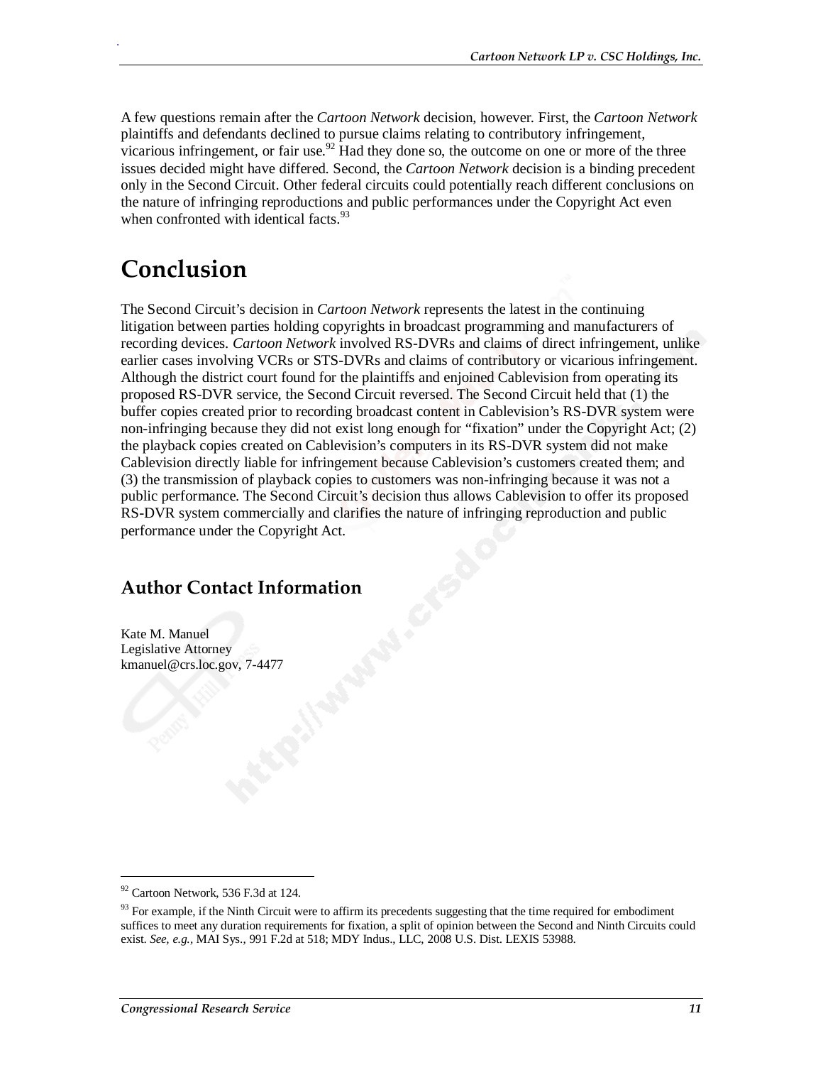A few questions remain after the *Cartoon Network* decision, however. First, the *Cartoon Network* plaintiffs and defendants declined to pursue claims relating to contributory infringement, vicarious infringement, or fair use.[92] Had they done so, the outcome on one or more of the three issues decided might have differed. Second, the *Cartoon Network* decision is a binding precedent only in the Second Circuit. Other federal circuits could potentially reach different conclusions on the nature of infringing reproductions and public performances under the Copyright Act even when confronted with identical facts.[93]

# Conclusion

The Second Circuit's decision in *Cartoon Network* represents the latest in the continuing litigation between parties holding copyrights in broadcast programming and manufacturers of recording devices. *Cartoon Network* involved RS-DVRs and claims of direct infringement, unlike earlier cases involving VCRs or STS-DVRs and claims of contributory or vicarious infringement. Although the district court found for the plaintiffs and enjoined Cablevision from operating its proposed RS-DVR service, the Second Circuit reversed. The Second Circuit held that (1) the buffer copies created prior to recording broadcast content in Cablevision's RS-DVR system were non-infringing because they did not exist long enough for "fixation" under the Copyright Act; (2) the playback copies created on Cablevision's computers in its RS-DVR system did not make Cablevision directly liable for infringement because Cablevision's customers created them; and (3) the transmission of playback copies to customers was non-infringing because it was not a public performance. The Second Circuit's decision thus allows Cablevision to offer its proposed RS-DVR system commercially and clarifies the nature of infringing reproduction and public performance under the Copyright Act.

## Author Contact Information

Kate M. Manuel
Legislative Attorney
kmanuel@crs.loc.gov, 7-4477

---

[92] Cartoon Network, 536 F.3d at 124.

[93] For example, if the Ninth Circuit were to affirm its precedents suggesting that the time required for embodiment suffices to meet any duration requirements for fixation, a split of opinion between the Second and Ninth Circuits could exist. *See, e.g.*, MAI Sys., 991 F.2d at 518; MDY Indus., LLC, 2008 U.S. Dist. LEXIS 53988.